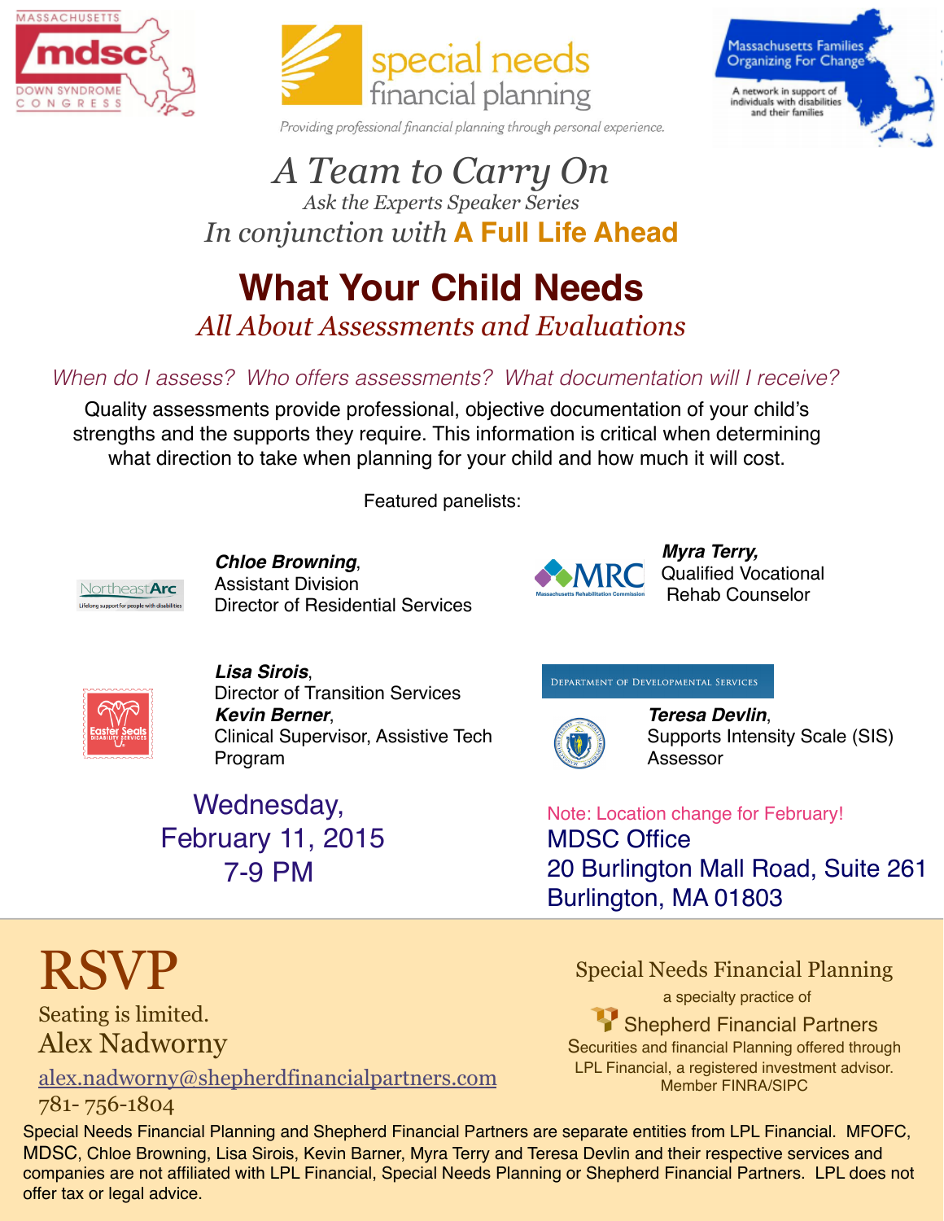MASSACHUSETTS mdsc DOWN SYNDROME CONGRESS

special needs financial planning

*Providing professional financial planning through personal experience.*

Massachusetts Families Organizing For Change — A network in support of individuals with disabilities and their families

# *A Team to Carry On*

*Ask the Experts Speaker Series*

*In conjunction with* **A Full Life Ahead**

# What Your Child Needs

## *All About Assessments and Evaluations*

*When do I assess? Who offers assessments? What documentation will I receive?*

Quality assessments provide professional, objective documentation of your child's strengths and the supports they require. This information is critical when determining what direction to take when planning for your child and how much it will cost.

Featured panelists:

NortheastArc — Lifelong support for people with disabilities
***Chloe Browning***, Assistant Division Director of Residential Services

MRC — Massachusetts Rehabilitation Commission
***Myra Terry,*** Qualified Vocational Rehab Counselor

Easter Seals Disability Services
***Lisa Sirois***, Director of Transition Services
***Kevin Berner***, Clinical Supervisor, Assistive Tech Program

Department of Developmental Services
***Teresa Devlin***, Supports Intensity Scale (SIS) Assessor

Wednesday,
February 11, 2015
7-9 PM

Note: Location change for February!
MDSC Office
20 Burlington Mall Road, Suite 261
Burlington, MA 01803

# RSVP

Seating is limited.
Alex Nadworny
alex.nadworny@shepherdfinancialpartners.com
781- 756-1804

Special Needs Financial Planning
a specialty practice of
Shepherd Financial Partners
Securities and financial Planning offered through LPL Financial, a registered investment advisor. Member FINRA/SIPC

Special Needs Financial Planning and Shepherd Financial Partners are separate entities from LPL Financial. MFOFC, MDSC, Chloe Browning, Lisa Sirois, Kevin Barner, Myra Terry and Teresa Devlin and their respective services and companies are not affiliated with LPL Financial, Special Needs Planning or Shepherd Financial Partners. LPL does not offer tax or legal advice.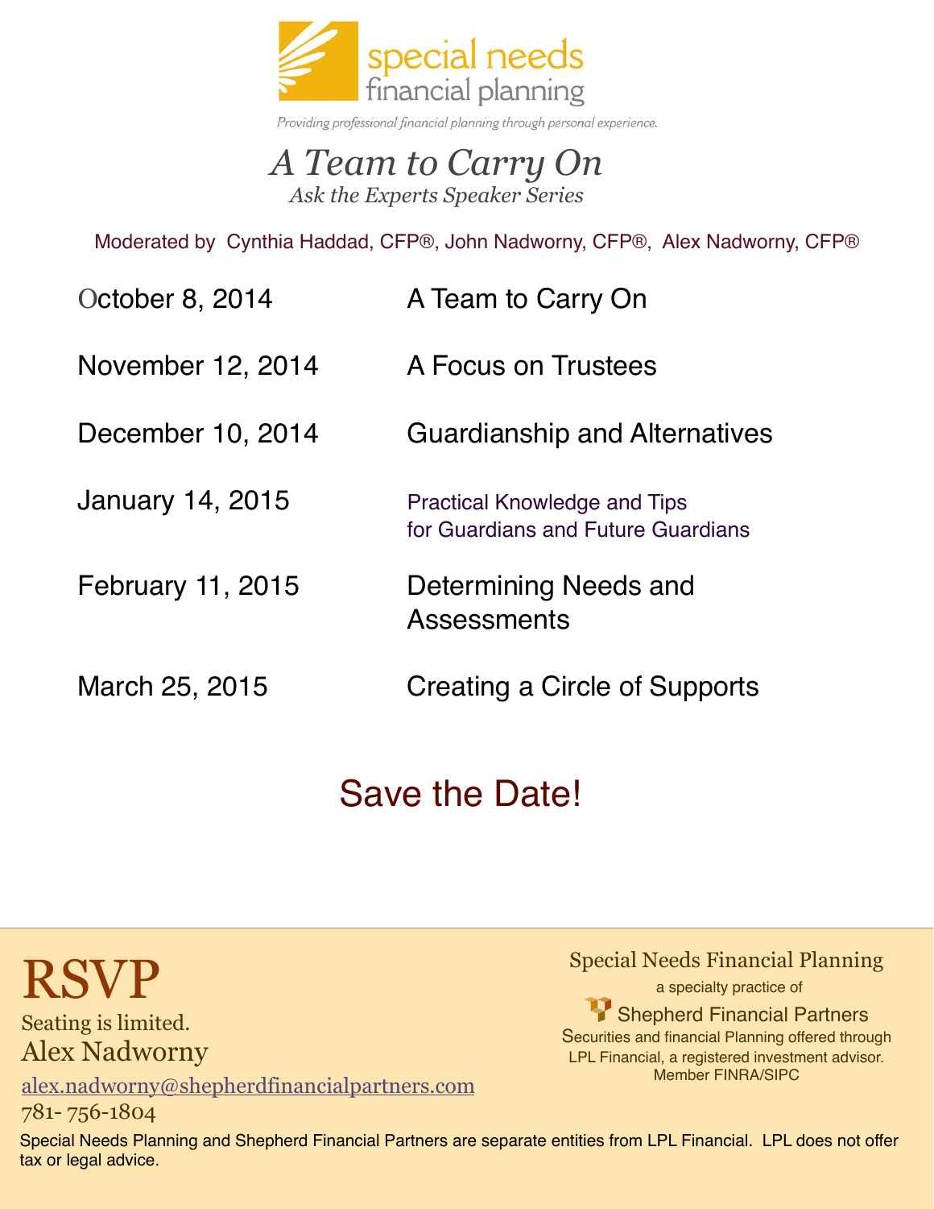special needs
financial planning

*Providing professional financial planning through personal experience.*

# *A Team to Carry On*

*Ask the Experts Speaker Series*

Moderated by Cynthia Haddad, CFP®, John Nadworny, CFP®, Alex Nadworny, CFP®

| | |
|---|---|
| October 8, 2014 | A Team to Carry On |
| November 12, 2014 | A Focus on Trustees |
| December 10, 2014 | Guardianship and Alternatives |
| January 14, 2015 | Practical Knowledge and Tips for Guardians and Future Guardians |
| February 11, 2015 | Determining Needs and Assessments |
| March 25, 2015 | Creating a Circle of Supports |

## Save the Date!

# RSVP

Seating is limited.

Alex Nadworny

alex.nadworny@shepherdfinancialpartners.com

781- 756-1804

Special Needs Financial Planning

a specialty practice of

Shepherd Financial Partners

Securities and financial Planning offered through LPL Financial, a registered investment advisor. Member FINRA/SIPC

Special Needs Planning and Shepherd Financial Partners are separate entities from LPL Financial. LPL does not offer tax or legal advice.